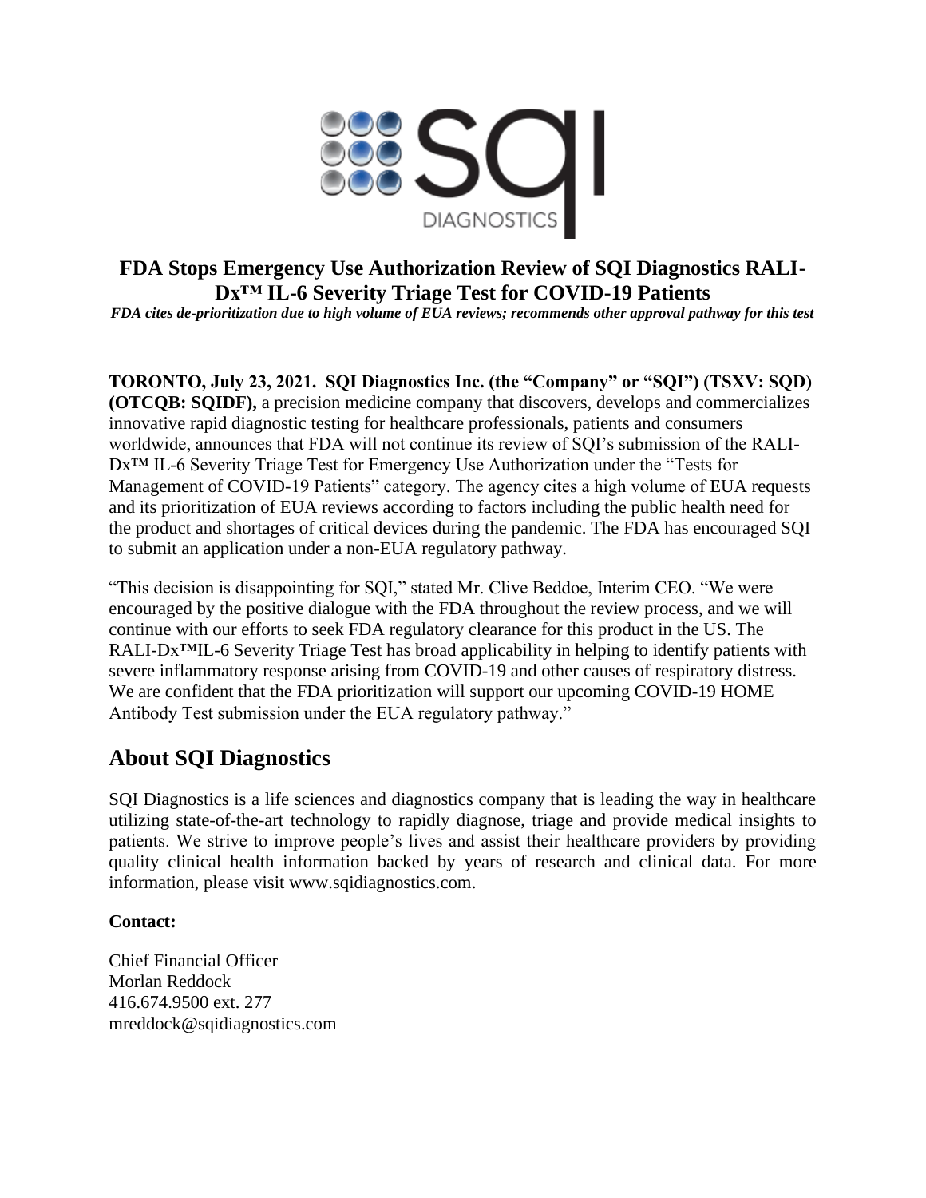# FDA Stops Emergency Use Authorization Review of SQI Diagnostics RALI-Dx™ IL-6 Severity Triage Test for COVID-19 Patients

*FDA cites de-prioritization due to high volume of EUA reviews; recommends other approval pathway for this test*

**TORONTO, July 23, 2021. SQI Diagnostics Inc. (the "Company" or "SQI") (TSXV: SQD) (OTCQB: SQIDF),** a precision medicine company that discovers, develops and commercializes innovative rapid diagnostic testing for healthcare professionals, patients and consumers worldwide, announces that FDA will not continue its review of SQI's submission of the RALI-Dx™ IL-6 Severity Triage Test for Emergency Use Authorization under the "Tests for Management of COVID-19 Patients" category. The agency cites a high volume of EUA requests and its prioritization of EUA reviews according to factors including the public health need for the product and shortages of critical devices during the pandemic. The FDA has encouraged SQI to submit an application under a non-EUA regulatory pathway.

"This decision is disappointing for SQI," stated Mr. Clive Beddoe, Interim CEO. "We were encouraged by the positive dialogue with the FDA throughout the review process, and we will continue with our efforts to seek FDA regulatory clearance for this product in the US. The RALI-Dx™IL-6 Severity Triage Test has broad applicability in helping to identify patients with severe inflammatory response arising from COVID-19 and other causes of respiratory distress. We are confident that the FDA prioritization will support our upcoming COVID-19 HOME Antibody Test submission under the EUA regulatory pathway."

## About SQI Diagnostics

SQI Diagnostics is a life sciences and diagnostics company that is leading the way in healthcare utilizing state-of-the-art technology to rapidly diagnose, triage and provide medical insights to patients. We strive to improve people's lives and assist their healthcare providers by providing quality clinical health information backed by years of research and clinical data. For more information, please visit www.sqidiagnostics.com.

**Contact:**

Chief Financial Officer
Morlan Reddock
416.674.9500 ext. 277
mreddock@sqidiagnostics.com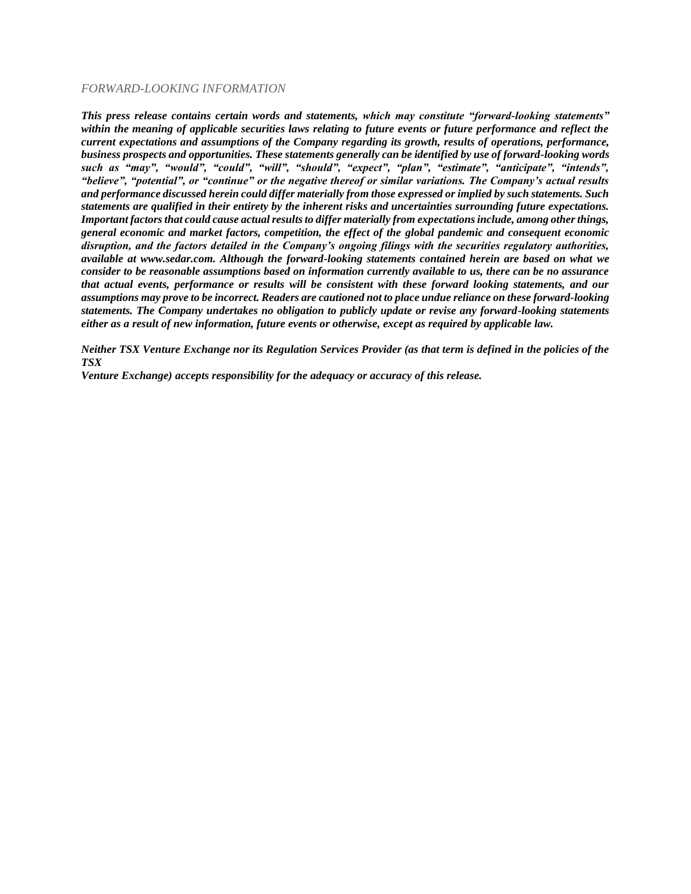*FORWARD-LOOKING INFORMATION*

***This press release contains certain words and statements, which may constitute "forward-looking statements" within the meaning of applicable securities laws relating to future events or future performance and reflect the current expectations and assumptions of the Company regarding its growth, results of operations, performance, business prospects and opportunities. These statements generally can be identified by use of forward-looking words such as "may", "would", "could", "will", "should", "expect", "plan", "estimate", "anticipate", "intends", "believe", "potential", or "continue" or the negative thereof or similar variations. The Company's actual results and performance discussed herein could differ materially from those expressed or implied by such statements. Such statements are qualified in their entirety by the inherent risks and uncertainties surrounding future expectations. Important factors that could cause actual results to differ materially from expectations include, among other things, general economic and market factors, competition, the effect of the global pandemic and consequent economic disruption, and the factors detailed in the Company's ongoing filings with the securities regulatory authorities, available at www.sedar.com. Although the forward-looking statements contained herein are based on what we consider to be reasonable assumptions based on information currently available to us, there can be no assurance that actual events, performance or results will be consistent with these forward looking statements, and our assumptions may prove to be incorrect. Readers are cautioned not to place undue reliance on these forward-looking statements. The Company undertakes no obligation to publicly update or revise any forward-looking statements either as a result of new information, future events or otherwise, except as required by applicable law.***

***Neither TSX Venture Exchange nor its Regulation Services Provider (as that term is defined in the policies of the TSX Venture Exchange) accepts responsibility for the adequacy or accuracy of this release.***